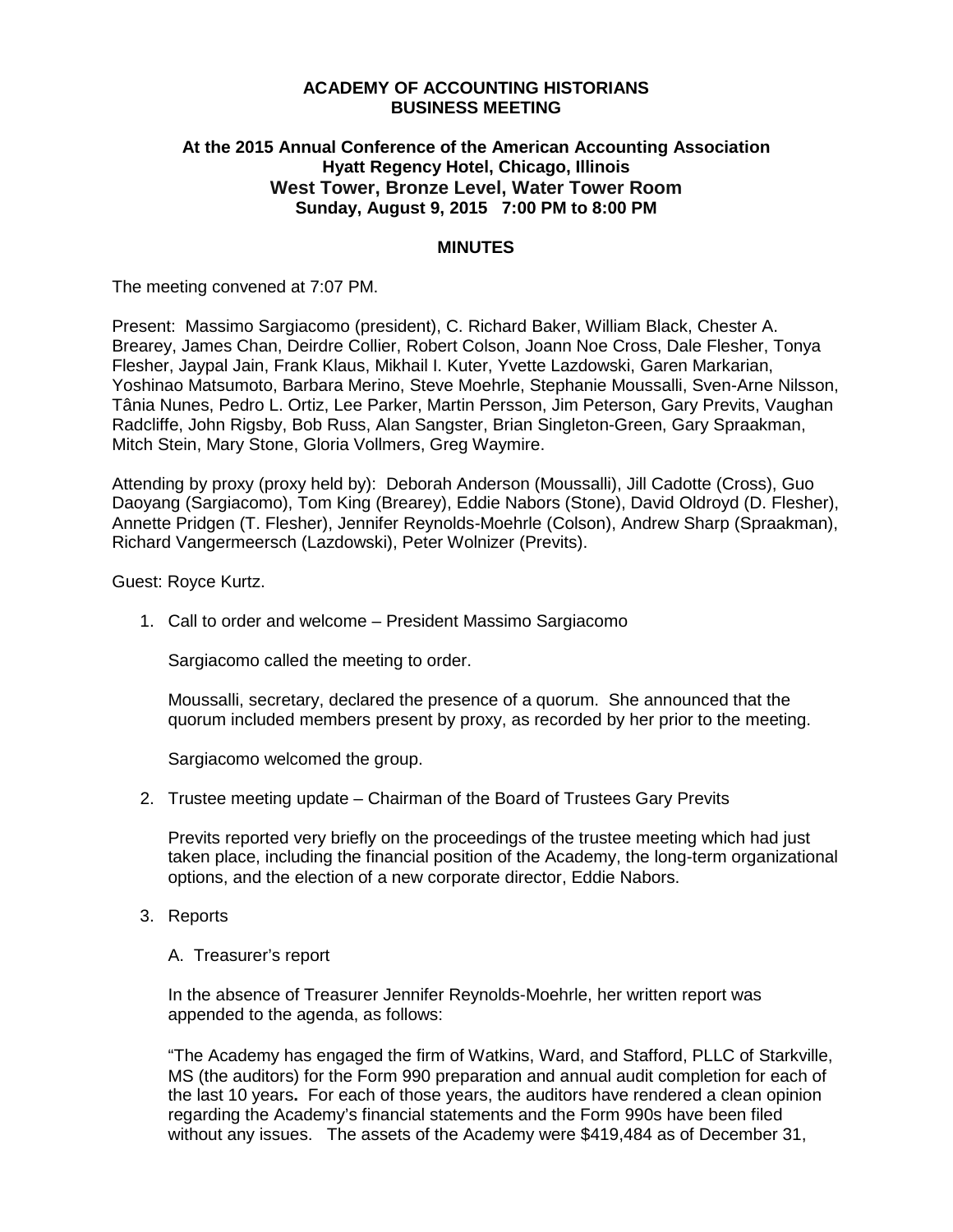**ACADEMY OF ACCOUNTING HISTORIANS**
**BUSINESS MEETING**

**At the 2015 Annual Conference of the American Accounting Association**
**Hyatt Regency Hotel, Chicago, Illinois**
**West Tower, Bronze Level, Water Tower Room**
**Sunday, August 9, 2015 7:00 PM to 8:00 PM**

**MINUTES**

The meeting convened at 7:07 PM.

Present: Massimo Sargiacomo (president), C. Richard Baker, William Black, Chester A. Brearey, James Chan, Deirdre Collier, Robert Colson, Joann Noe Cross, Dale Flesher, Tonya Flesher, Jaypal Jain, Frank Klaus, Mikhail I. Kuter, Yvette Lazdowski, Garen Markarian, Yoshinao Matsumoto, Barbara Merino, Steve Moehrle, Stephanie Moussalli, Sven-Arne Nilsson, Tânia Nunes, Pedro L. Ortiz, Lee Parker, Martin Persson, Jim Peterson, Gary Previts, Vaughan Radcliffe, John Rigsby, Bob Russ, Alan Sangster, Brian Singleton-Green, Gary Spraakman, Mitch Stein, Mary Stone, Gloria Vollmers, Greg Waymire.

Attending by proxy (proxy held by): Deborah Anderson (Moussalli), Jill Cadotte (Cross), Guo Daoyang (Sargiacomo), Tom King (Brearey), Eddie Nabors (Stone), David Oldroyd (D. Flesher), Annette Pridgen (T. Flesher), Jennifer Reynolds-Moehrle (Colson), Andrew Sharp (Spraakman), Richard Vangermeersch (Lazdowski), Peter Wolnizer (Previts).

Guest: Royce Kurtz.

1. Call to order and welcome – President Massimo Sargiacomo

   Sargiacomo called the meeting to order.

   Moussalli, secretary, declared the presence of a quorum. She announced that the quorum included members present by proxy, as recorded by her prior to the meeting.

   Sargiacomo welcomed the group.

2. Trustee meeting update – Chairman of the Board of Trustees Gary Previts

   Previts reported very briefly on the proceedings of the trustee meeting which had just taken place, including the financial position of the Academy, the long-term organizational options, and the election of a new corporate director, Eddie Nabors.

3. Reports

   A. Treasurer's report

   In the absence of Treasurer Jennifer Reynolds-Moehrle, her written report was appended to the agenda, as follows:

   "The Academy has engaged the firm of Watkins, Ward, and Stafford, PLLC of Starkville, MS (the auditors) for the Form 990 preparation and annual audit completion for each of the last 10 years**.** For each of those years, the auditors have rendered a clean opinion regarding the Academy's financial statements and the Form 990s have been filed without any issues. The assets of the Academy were $419,484 as of December 31,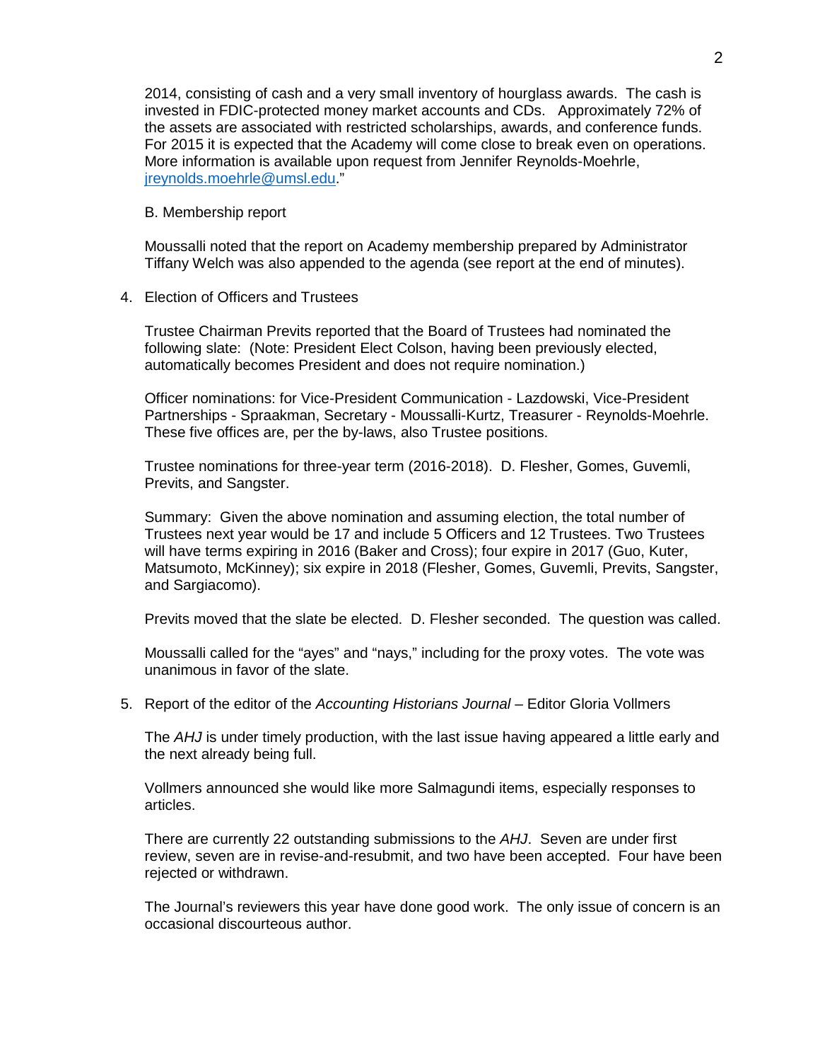2014, consisting of cash and a very small inventory of hourglass awards. The cash is invested in FDIC-protected money market accounts and CDs. Approximately 72% of the assets are associated with restricted scholarships, awards, and conference funds. For 2015 it is expected that the Academy will come close to break even on operations. More information is available upon request from Jennifer Reynolds-Moehrle, jreynolds.moehrle@umsl.edu."

B. Membership report

Moussalli noted that the report on Academy membership prepared by Administrator Tiffany Welch was also appended to the agenda (see report at the end of minutes).

4. Election of Officers and Trustees

Trustee Chairman Previts reported that the Board of Trustees had nominated the following slate: (Note: President Elect Colson, having been previously elected, automatically becomes President and does not require nomination.)

Officer nominations: for Vice-President Communication - Lazdowski, Vice-President Partnerships - Spraakman, Secretary - Moussalli-Kurtz, Treasurer - Reynolds-Moehrle. These five offices are, per the by-laws, also Trustee positions.

Trustee nominations for three-year term (2016-2018). D. Flesher, Gomes, Guvemli, Previts, and Sangster.

Summary: Given the above nomination and assuming election, the total number of Trustees next year would be 17 and include 5 Officers and 12 Trustees. Two Trustees will have terms expiring in 2016 (Baker and Cross); four expire in 2017 (Guo, Kuter, Matsumoto, McKinney); six expire in 2018 (Flesher, Gomes, Guvemli, Previts, Sangster, and Sargiacomo).

Previts moved that the slate be elected. D. Flesher seconded. The question was called.

Moussalli called for the "ayes" and "nays," including for the proxy votes. The vote was unanimous in favor of the slate.

5. Report of the editor of the *Accounting Historians Journal* – Editor Gloria Vollmers

The *AHJ* is under timely production, with the last issue having appeared a little early and the next already being full.

Vollmers announced she would like more Salmagundi items, especially responses to articles.

There are currently 22 outstanding submissions to the *AHJ*. Seven are under first review, seven are in revise-and-resubmit, and two have been accepted. Four have been rejected or withdrawn.

The Journal's reviewers this year have done good work. The only issue of concern is an occasional discourteous author.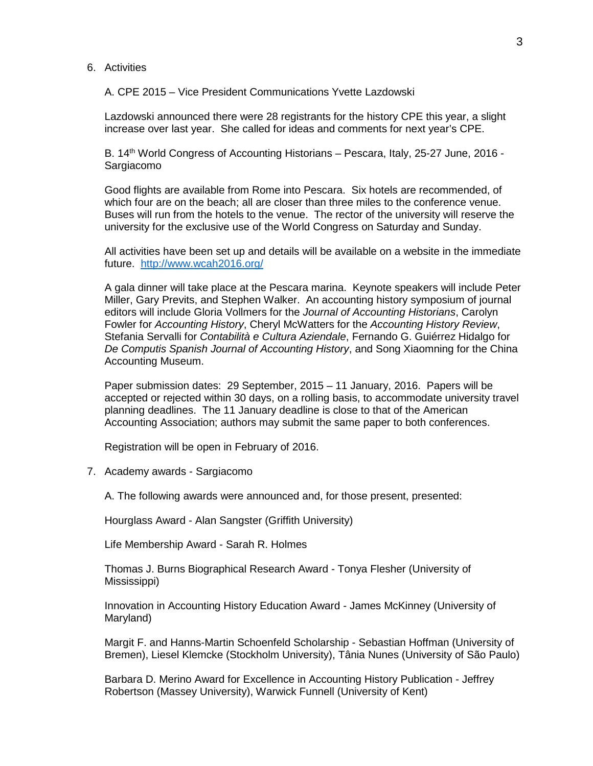6. Activities

A. CPE 2015 – Vice President Communications Yvette Lazdowski

Lazdowski announced there were 28 registrants for the history CPE this year, a slight increase over last year. She called for ideas and comments for next year's CPE.

B. 14th World Congress of Accounting Historians – Pescara, Italy, 25-27 June, 2016 - Sargiacomo

Good flights are available from Rome into Pescara. Six hotels are recommended, of which four are on the beach; all are closer than three miles to the conference venue. Buses will run from the hotels to the venue. The rector of the university will reserve the university for the exclusive use of the World Congress on Saturday and Sunday.

All activities have been set up and details will be available on a website in the immediate future. [http://www.wcah2016.org/](http://www.wcah2016.org/)

A gala dinner will take place at the Pescara marina. Keynote speakers will include Peter Miller, Gary Previts, and Stephen Walker. An accounting history symposium of journal editors will include Gloria Vollmers for the *Journal of Accounting Historians*, Carolyn Fowler for *Accounting History*, Cheryl McWatters for the *Accounting History Review*, Stefania Servalli for *Contabilità e Cultura Aziendale*, Fernando G. Guiérrez Hidalgo for *De Computis Spanish Journal of Accounting History*, and Song Xiaomning for the China Accounting Museum.

Paper submission dates: 29 September, 2015 – 11 January, 2016. Papers will be accepted or rejected within 30 days, on a rolling basis, to accommodate university travel planning deadlines. The 11 January deadline is close to that of the American Accounting Association; authors may submit the same paper to both conferences.

Registration will be open in February of 2016.

7. Academy awards - Sargiacomo

A. The following awards were announced and, for those present, presented:

Hourglass Award - Alan Sangster (Griffith University)

Life Membership Award - Sarah R. Holmes

Thomas J. Burns Biographical Research Award - Tonya Flesher (University of Mississippi)

Innovation in Accounting History Education Award - James McKinney (University of Maryland)

Margit F. and Hanns-Martin Schoenfeld Scholarship - Sebastian Hoffman (University of Bremen), Liesel Klemcke (Stockholm University), Tânia Nunes (University of São Paulo)

Barbara D. Merino Award for Excellence in Accounting History Publication - Jeffrey Robertson (Massey University), Warwick Funnell (University of Kent)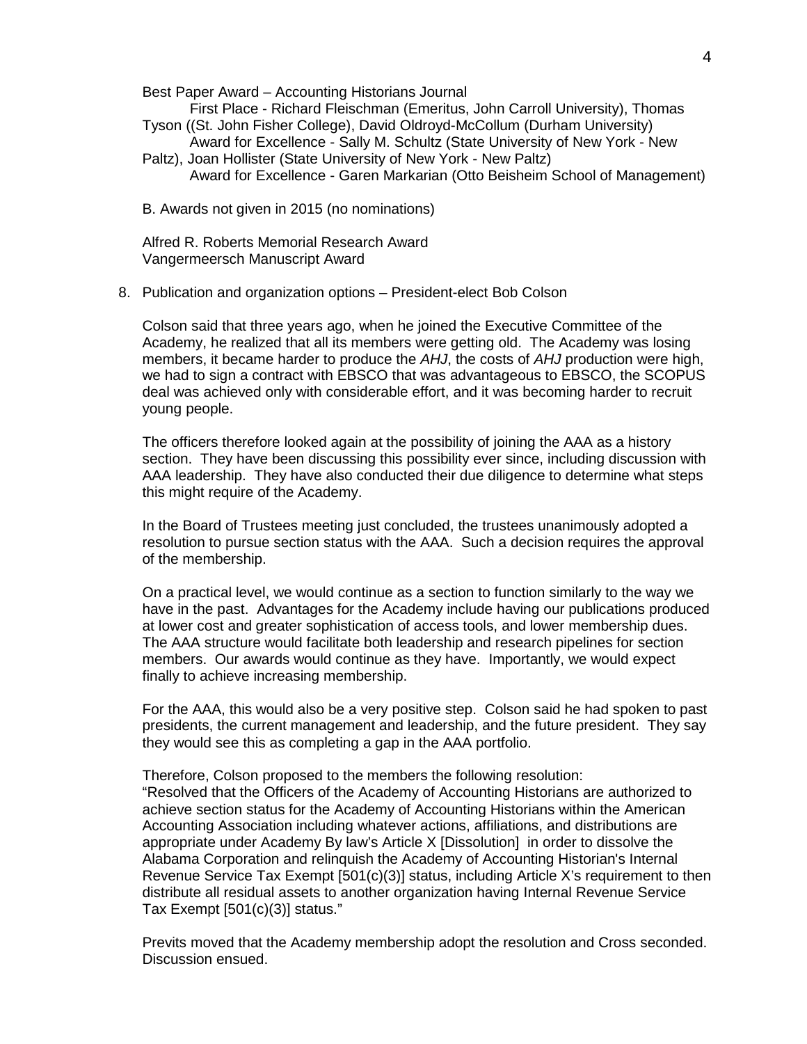Best Paper Award – Accounting Historians Journal

First Place - Richard Fleischman (Emeritus, John Carroll University), Thomas Tyson ((St. John Fisher College), David Oldroyd-McCollum (Durham University)

Award for Excellence - Sally M. Schultz (State University of New York - New Paltz), Joan Hollister (State University of New York - New Paltz)

Award for Excellence - Garen Markarian (Otto Beisheim School of Management)

B. Awards not given in 2015 (no nominations)

Alfred R. Roberts Memorial Research Award
Vangermeersch Manuscript Award

8. Publication and organization options – President-elect Bob Colson

Colson said that three years ago, when he joined the Executive Committee of the Academy, he realized that all its members were getting old. The Academy was losing members, it became harder to produce the *AHJ*, the costs of *AHJ* production were high, we had to sign a contract with EBSCO that was advantageous to EBSCO, the SCOPUS deal was achieved only with considerable effort, and it was becoming harder to recruit young people.

The officers therefore looked again at the possibility of joining the AAA as a history section. They have been discussing this possibility ever since, including discussion with AAA leadership. They have also conducted their due diligence to determine what steps this might require of the Academy.

In the Board of Trustees meeting just concluded, the trustees unanimously adopted a resolution to pursue section status with the AAA. Such a decision requires the approval of the membership.

On a practical level, we would continue as a section to function similarly to the way we have in the past. Advantages for the Academy include having our publications produced at lower cost and greater sophistication of access tools, and lower membership dues. The AAA structure would facilitate both leadership and research pipelines for section members. Our awards would continue as they have. Importantly, we would expect finally to achieve increasing membership.

For the AAA, this would also be a very positive step. Colson said he had spoken to past presidents, the current management and leadership, and the future president. They say they would see this as completing a gap in the AAA portfolio.

Therefore, Colson proposed to the members the following resolution:
"Resolved that the Officers of the Academy of Accounting Historians are authorized to achieve section status for the Academy of Accounting Historians within the American Accounting Association including whatever actions, affiliations, and distributions are appropriate under Academy By law's Article X [Dissolution] in order to dissolve the Alabama Corporation and relinquish the Academy of Accounting Historian's Internal Revenue Service Tax Exempt [501(c)(3)] status, including Article X's requirement to then distribute all residual assets to another organization having Internal Revenue Service Tax Exempt [501(c)(3)] status."

Previts moved that the Academy membership adopt the resolution and Cross seconded. Discussion ensued.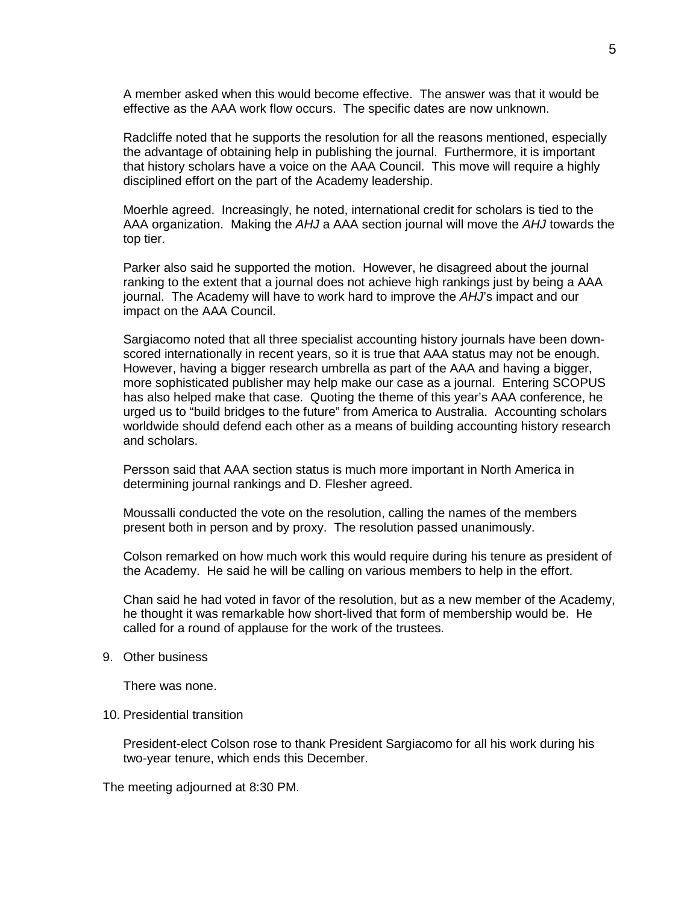A member asked when this would become effective. The answer was that it would be effective as the AAA work flow occurs. The specific dates are now unknown.

Radcliffe noted that he supports the resolution for all the reasons mentioned, especially the advantage of obtaining help in publishing the journal. Furthermore, it is important that history scholars have a voice on the AAA Council. This move will require a highly disciplined effort on the part of the Academy leadership.

Moerhle agreed. Increasingly, he noted, international credit for scholars is tied to the AAA organization. Making the *AHJ* a AAA section journal will move the *AHJ* towards the top tier.

Parker also said he supported the motion. However, he disagreed about the journal ranking to the extent that a journal does not achieve high rankings just by being a AAA journal. The Academy will have to work hard to improve the *AHJ*'s impact and our impact on the AAA Council.

Sargiacomo noted that all three specialist accounting history journals have been down-scored internationally in recent years, so it is true that AAA status may not be enough. However, having a bigger research umbrella as part of the AAA and having a bigger, more sophisticated publisher may help make our case as a journal. Entering SCOPUS has also helped make that case. Quoting the theme of this year's AAA conference, he urged us to "build bridges to the future" from America to Australia. Accounting scholars worldwide should defend each other as a means of building accounting history research and scholars.

Persson said that AAA section status is much more important in North America in determining journal rankings and D. Flesher agreed.

Moussalli conducted the vote on the resolution, calling the names of the members present both in person and by proxy. The resolution passed unanimously.

Colson remarked on how much work this would require during his tenure as president of the Academy. He said he will be calling on various members to help in the effort.

Chan said he had voted in favor of the resolution, but as a new member of the Academy, he thought it was remarkable how short-lived that form of membership would be. He called for a round of applause for the work of the trustees.

9. Other business

   There was none.

10. Presidential transition

    President-elect Colson rose to thank President Sargiacomo for all his work during his two-year tenure, which ends this December.

The meeting adjourned at 8:30 PM.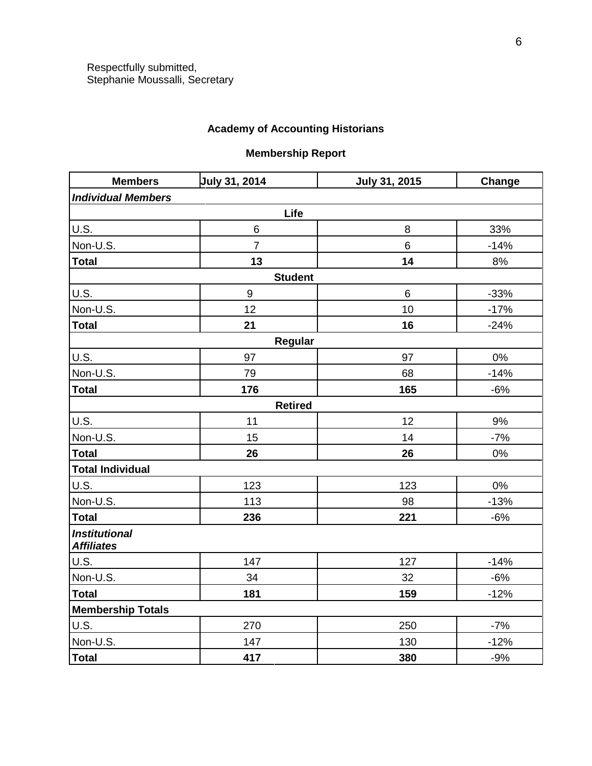Respectfully submitted,
Stephanie Moussalli, Secretary

**Academy of Accounting Historians**

**Membership Report**

| **Members** | **July 31, 2014** | **July 31, 2015** | **Change** |
|---|---|---|---|
| ***Individual Members*** | | | |
| **Life** | | | |
| U.S. | 6 | 8 | 33% |
| Non-U.S. | 7 | 6 | -14% |
| **Total** | **13** | **14** | 8% |
| **Student** | | | |
| U.S. | 9 | 6 | -33% |
| Non-U.S. | 12 | 10 | -17% |
| **Total** | **21** | **16** | -24% |
| **Regular** | | | |
| U.S. | 97 | 97 | 0% |
| Non-U.S. | 79 | 68 | -14% |
| **Total** | **176** | **165** | -6% |
| **Retired** | | | |
| U.S. | 11 | 12 | 9% |
| Non-U.S. | 15 | 14 | -7% |
| **Total** | **26** | **26** | 0% |
| **Total Individual** | | | |
| U.S. | 123 | 123 | 0% |
| Non-U.S. | 113 | 98 | -13% |
| **Total** | **236** | **221** | -6% |
| ***Institutional Affiliates*** | | | |
| U.S. | 147 | 127 | -14% |
| Non-U.S. | 34 | 32 | -6% |
| **Total** | **181** | **159** | -12% |
| **Membership Totals** | | | |
| U.S. | 270 | 250 | -7% |
| Non-U.S. | 147 | 130 | -12% |
| **Total** | **417** | **380** | -9% |